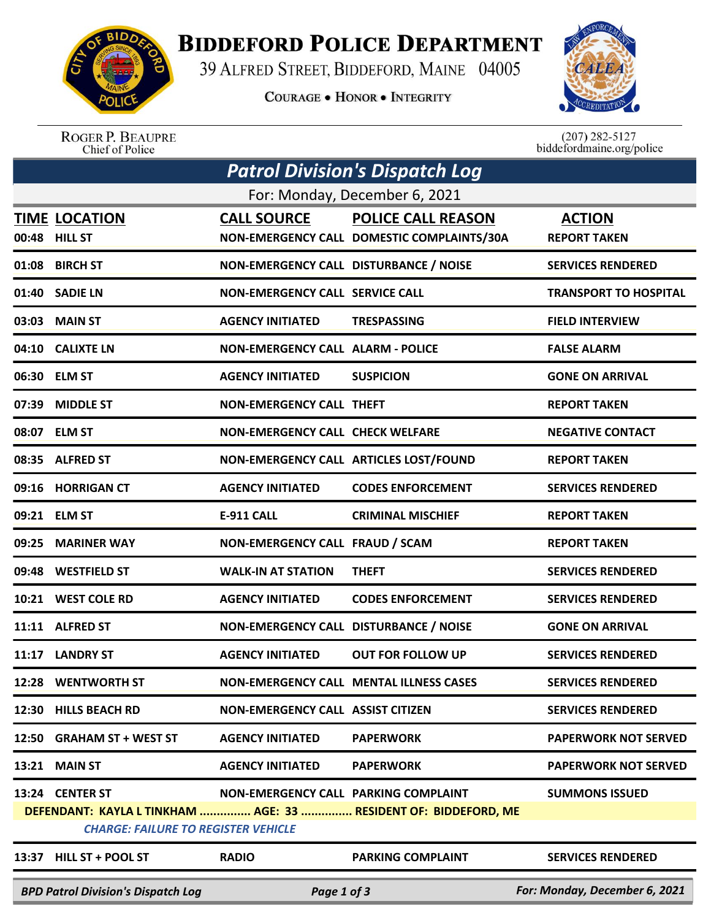# BIDDEFORD POLICE DEPARTMENT

39 ALFRED STREET, BIDDEFORD, MAINE 04005

COURAGE • HONOR • INTEGRITY

ROGER P. BEAUPRE
Chief of Police

(207) 282-5127
biddefordmaine.org/police

## Patrol Division's Dispatch Log

For: Monday, December 6, 2021

| TIME | LOCATION | CALL SOURCE | POLICE CALL REASON | ACTION |
|---|---|---|---|---|
| 00:48 | HILL ST | NON-EMERGENCY CALL | DOMESTIC COMPLAINTS/30A | REPORT TAKEN |
| 01:08 | BIRCH ST | NON-EMERGENCY CALL | DISTURBANCE / NOISE | SERVICES RENDERED |
| 01:40 | SADIE LN | NON-EMERGENCY CALL | SERVICE CALL | TRANSPORT TO HOSPITAL |
| 03:03 | MAIN ST | AGENCY INITIATED | TRESPASSING | FIELD INTERVIEW |
| 04:10 | CALIXTE LN | NON-EMERGENCY CALL | ALARM - POLICE | FALSE ALARM |
| 06:30 | ELM ST | AGENCY INITIATED | SUSPICION | GONE ON ARRIVAL |
| 07:39 | MIDDLE ST | NON-EMERGENCY CALL | THEFT | REPORT TAKEN |
| 08:07 | ELM ST | NON-EMERGENCY CALL | CHECK WELFARE | NEGATIVE CONTACT |
| 08:35 | ALFRED ST | NON-EMERGENCY CALL | ARTICLES LOST/FOUND | REPORT TAKEN |
| 09:16 | HORRIGAN CT | AGENCY INITIATED | CODES ENFORCEMENT | SERVICES RENDERED |
| 09:21 | ELM ST | E-911 CALL | CRIMINAL MISCHIEF | REPORT TAKEN |
| 09:25 | MARINER WAY | NON-EMERGENCY CALL | FRAUD / SCAM | REPORT TAKEN |
| 09:48 | WESTFIELD ST | WALK-IN AT STATION | THEFT | SERVICES RENDERED |
| 10:21 | WEST COLE RD | AGENCY INITIATED | CODES ENFORCEMENT | SERVICES RENDERED |
| 11:11 | ALFRED ST | NON-EMERGENCY CALL | DISTURBANCE / NOISE | GONE ON ARRIVAL |
| 11:17 | LANDRY ST | AGENCY INITIATED | OUT FOR FOLLOW UP | SERVICES RENDERED |
| 12:28 | WENTWORTH ST | NON-EMERGENCY CALL | MENTAL ILLNESS CASES | SERVICES RENDERED |
| 12:30 | HILLS BEACH RD | NON-EMERGENCY CALL | ASSIST CITIZEN | SERVICES RENDERED |
| 12:50 | GRAHAM ST + WEST ST | AGENCY INITIATED | PAPERWORK | PAPERWORK NOT SERVED |
| 13:21 | MAIN ST | AGENCY INITIATED | PAPERWORK | PAPERWORK NOT SERVED |
| 13:24 | CENTER ST | NON-EMERGENCY CALL | PARKING COMPLAINT | SUMMONS ISSUED |

DEFENDANT: KAYLA L TINKHAM ............... AGE: 33 ............... RESIDENT OF: BIDDEFORD, ME

*CHARGE: FAILURE TO REGISTER VEHICLE*

| TIME | LOCATION | CALL SOURCE | POLICE CALL REASON | ACTION |
|---|---|---|---|---|
| 13:37 | HILL ST + POOL ST | RADIO | PARKING COMPLAINT | SERVICES RENDERED |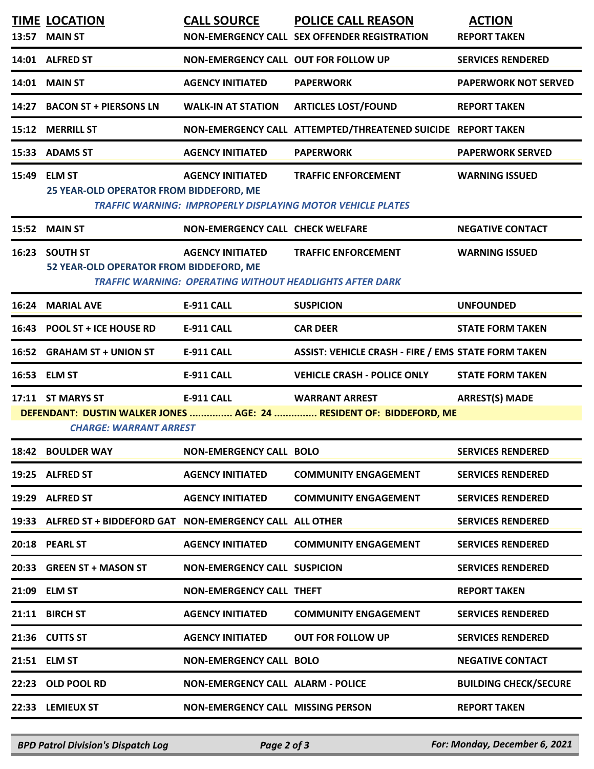| TIME | LOCATION | CALL SOURCE | POLICE CALL REASON | ACTION |
|---|---|---|---|---|
| 13:57 | MAIN ST | NON-EMERGENCY CALL | SEX OFFENDER REGISTRATION | REPORT TAKEN |
| 14:01 | ALFRED ST | NON-EMERGENCY CALL | OUT FOR FOLLOW UP | SERVICES RENDERED |
| 14:01 | MAIN ST | AGENCY INITIATED | PAPERWORK | PAPERWORK NOT SERVED |
| 14:27 | BACON ST + PIERSONS LN | WALK-IN AT STATION | ARTICLES LOST/FOUND | REPORT TAKEN |
| 15:12 | MERRILL ST | NON-EMERGENCY CALL | ATTEMPTED/THREATENED SUICIDE | REPORT TAKEN |
| 15:33 | ADAMS ST | AGENCY INITIATED | PAPERWORK | PAPERWORK SERVED |
| 15:49 | ELM ST | AGENCY INITIATED | TRAFFIC ENFORCEMENT | WARNING ISSUED |
| | 25 YEAR-OLD OPERATOR FROM BIDDEFORD, ME | | | |
| | *TRAFFIC WARNING: IMPROPERLY DISPLAYING MOTOR VEHICLE PLATES* | | | |
| 15:52 | MAIN ST | NON-EMERGENCY CALL | CHECK WELFARE | NEGATIVE CONTACT |
| 16:23 | SOUTH ST | AGENCY INITIATED | TRAFFIC ENFORCEMENT | WARNING ISSUED |
| | 52 YEAR-OLD OPERATOR FROM BIDDEFORD, ME | | | |
| | *TRAFFIC WARNING: OPERATING WITHOUT HEADLIGHTS AFTER DARK* | | | |
| 16:24 | MARIAL AVE | E-911 CALL | SUSPICION | UNFOUNDED |
| 16:43 | POOL ST + ICE HOUSE RD | E-911 CALL | CAR DEER | STATE FORM TAKEN |
| 16:52 | GRAHAM ST + UNION ST | E-911 CALL | ASSIST: VEHICLE CRASH - FIRE / EMS | STATE FORM TAKEN |
| 16:53 | ELM ST | E-911 CALL | VEHICLE CRASH - POLICE ONLY | STATE FORM TAKEN |
| 17:11 | ST MARYS ST | E-911 CALL | WARRANT ARREST | ARREST(S) MADE |
| | DEFENDANT: DUSTIN WALKER JONES ............... AGE: 24 ............... RESIDENT OF: BIDDEFORD, ME | | | |
| | *CHARGE: WARRANT ARREST* | | | |
| 18:42 | BOULDER WAY | NON-EMERGENCY CALL | BOLO | SERVICES RENDERED |
| 19:25 | ALFRED ST | AGENCY INITIATED | COMMUNITY ENGAGEMENT | SERVICES RENDERED |
| 19:29 | ALFRED ST | AGENCY INITIATED | COMMUNITY ENGAGEMENT | SERVICES RENDERED |
| 19:33 | ALFRED ST + BIDDEFORD GAT | NON-EMERGENCY CALL | ALL OTHER | SERVICES RENDERED |
| 20:18 | PEARL ST | AGENCY INITIATED | COMMUNITY ENGAGEMENT | SERVICES RENDERED |
| 20:33 | GREEN ST + MASON ST | NON-EMERGENCY CALL | SUSPICION | SERVICES RENDERED |
| 21:09 | ELM ST | NON-EMERGENCY CALL | THEFT | REPORT TAKEN |
| 21:11 | BIRCH ST | AGENCY INITIATED | COMMUNITY ENGAGEMENT | SERVICES RENDERED |
| 21:36 | CUTTS ST | AGENCY INITIATED | OUT FOR FOLLOW UP | SERVICES RENDERED |
| 21:51 | ELM ST | NON-EMERGENCY CALL | BOLO | NEGATIVE CONTACT |
| 22:23 | OLD POOL RD | NON-EMERGENCY CALL | ALARM - POLICE | BUILDING CHECK/SECURE |
| 22:33 | LEMIEUX ST | NON-EMERGENCY CALL | MISSING PERSON | REPORT TAKEN |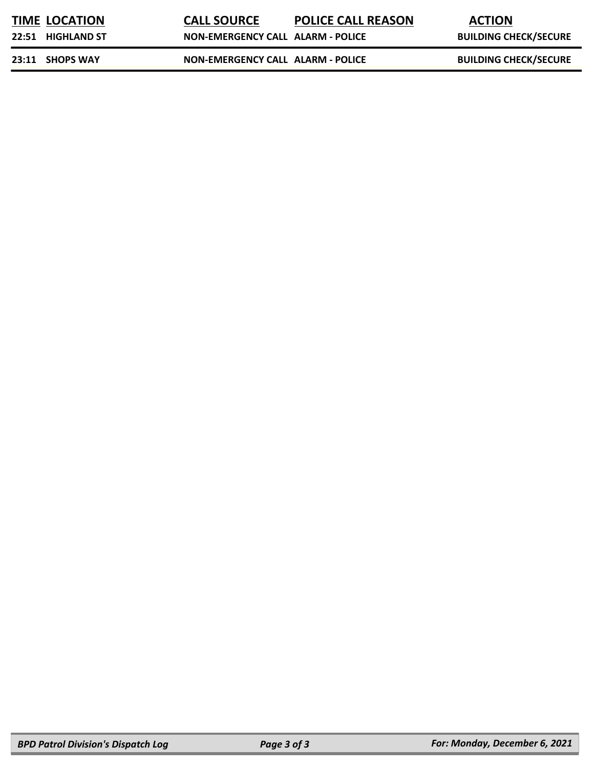| TIME | LOCATION | CALL SOURCE | POLICE CALL REASON | ACTION |
| --- | --- | --- | --- | --- |
| 22:51 | HIGHLAND ST | NON-EMERGENCY CALL | ALARM - POLICE | BUILDING CHECK/SECURE |
| 23:11 | SHOPS WAY | NON-EMERGENCY CALL | ALARM - POLICE | BUILDING CHECK/SECURE |